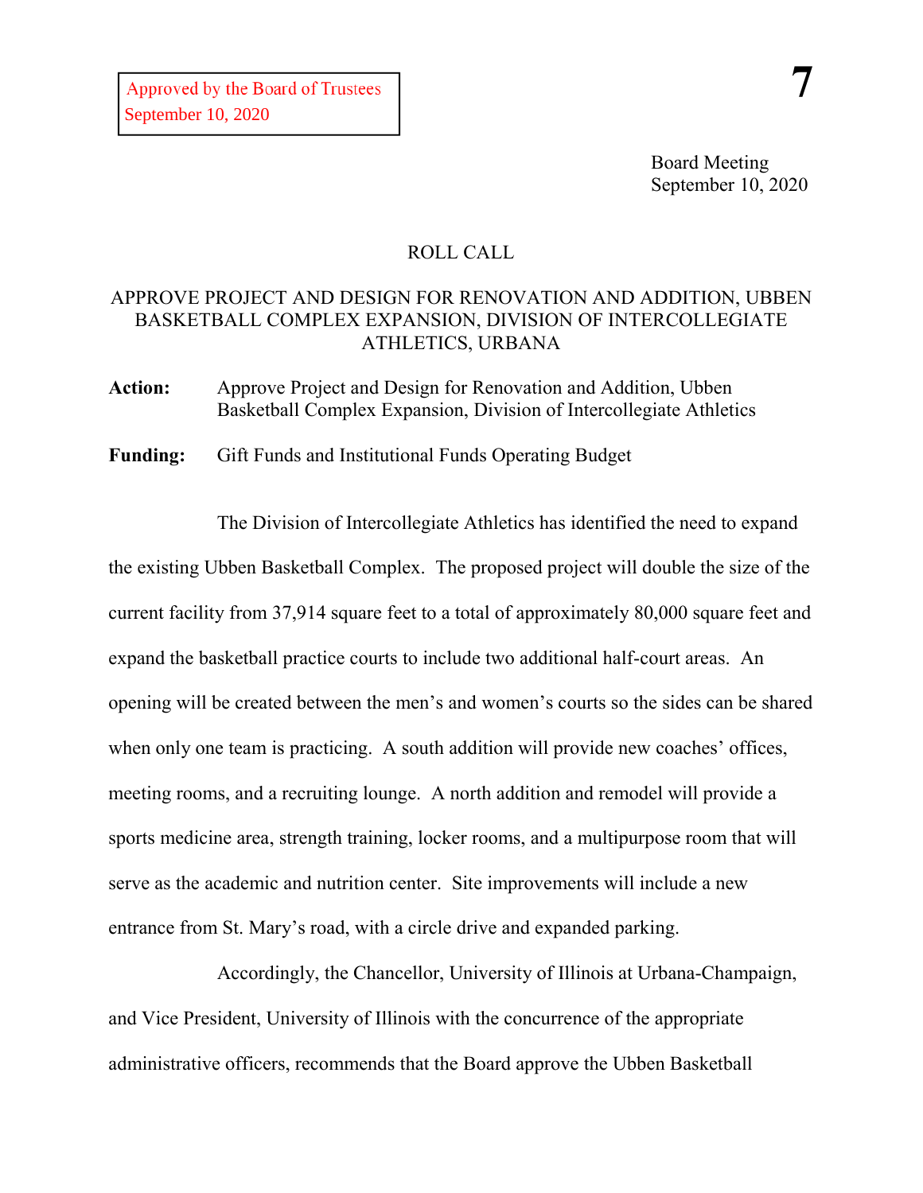Approved by the Board of Trustees
September 10, 2020

**7**

Board Meeting
September 10, 2020

ROLL CALL

APPROVE PROJECT AND DESIGN FOR RENOVATION AND ADDITION, UBBEN BASKETBALL COMPLEX EXPANSION, DIVISION OF INTERCOLLEGIATE ATHLETICS, URBANA

**Action:** Approve Project and Design for Renovation and Addition, Ubben Basketball Complex Expansion, Division of Intercollegiate Athletics

**Funding:** Gift Funds and Institutional Funds Operating Budget

The Division of Intercollegiate Athletics has identified the need to expand the existing Ubben Basketball Complex. The proposed project will double the size of the current facility from 37,914 square feet to a total of approximately 80,000 square feet and expand the basketball practice courts to include two additional half-court areas. An opening will be created between the men's and women's courts so the sides can be shared when only one team is practicing. A south addition will provide new coaches' offices, meeting rooms, and a recruiting lounge. A north addition and remodel will provide a sports medicine area, strength training, locker rooms, and a multipurpose room that will serve as the academic and nutrition center. Site improvements will include a new entrance from St. Mary's road, with a circle drive and expanded parking.

Accordingly, the Chancellor, University of Illinois at Urbana-Champaign, and Vice President, University of Illinois with the concurrence of the appropriate administrative officers, recommends that the Board approve the Ubben Basketball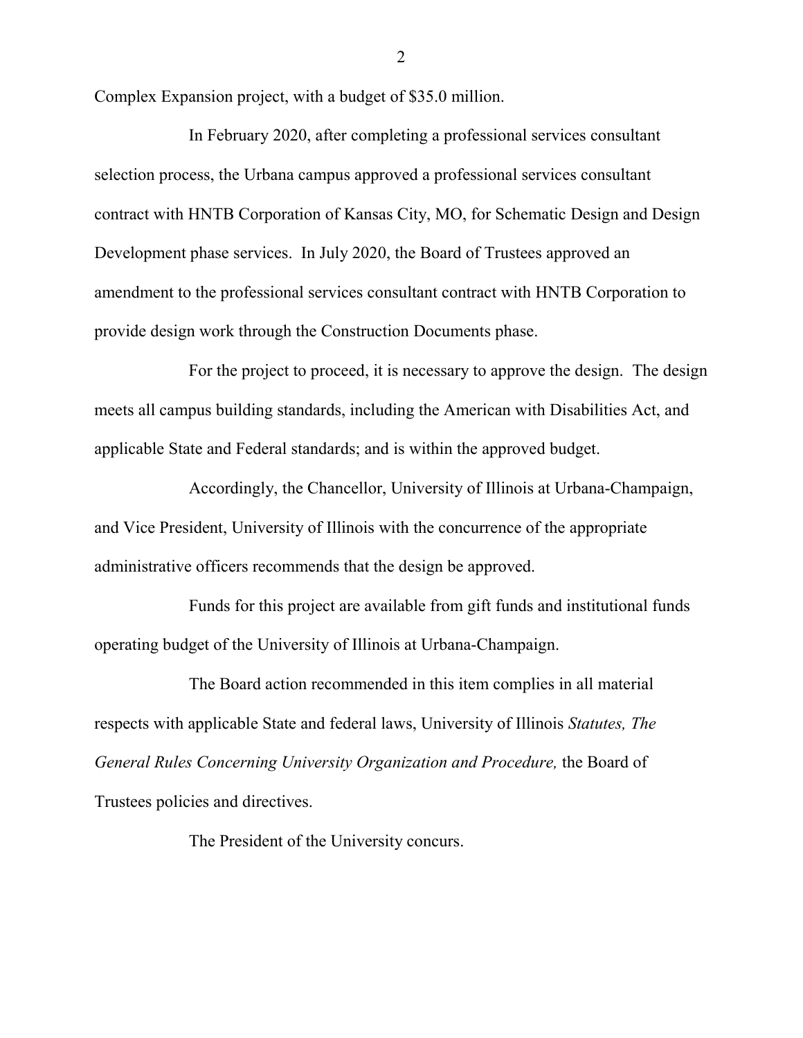Complex Expansion project, with a budget of $35.0 million.

In February 2020, after completing a professional services consultant selection process, the Urbana campus approved a professional services consultant contract with HNTB Corporation of Kansas City, MO, for Schematic Design and Design Development phase services. In July 2020, the Board of Trustees approved an amendment to the professional services consultant contract with HNTB Corporation to provide design work through the Construction Documents phase.

For the project to proceed, it is necessary to approve the design. The design meets all campus building standards, including the American with Disabilities Act, and applicable State and Federal standards; and is within the approved budget.

Accordingly, the Chancellor, University of Illinois at Urbana-Champaign, and Vice President, University of Illinois with the concurrence of the appropriate administrative officers recommends that the design be approved.

Funds for this project are available from gift funds and institutional funds operating budget of the University of Illinois at Urbana-Champaign.

The Board action recommended in this item complies in all material respects with applicable State and federal laws, University of Illinois *Statutes, The General Rules Concerning University Organization and Procedure,* the Board of Trustees policies and directives.

The President of the University concurs.